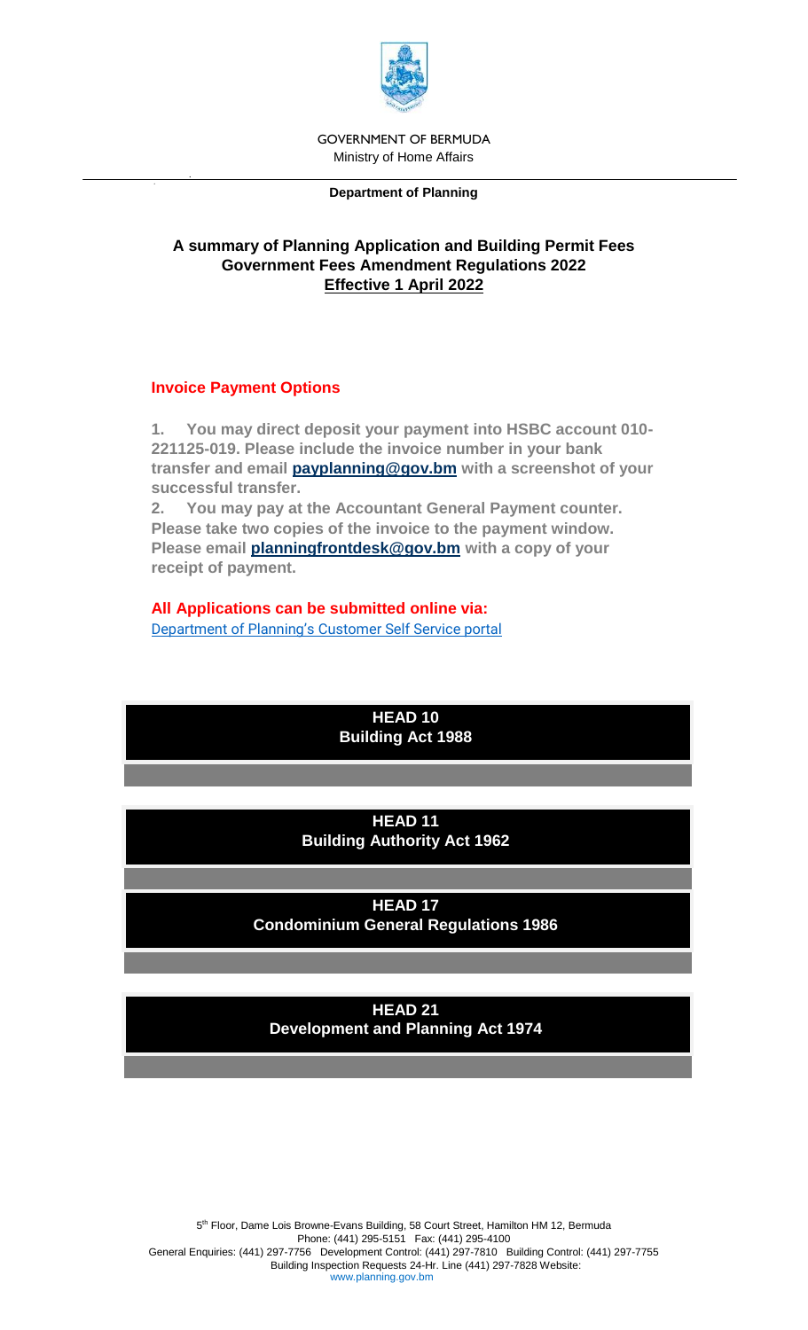GOVERNMENT OF BERMUDA

Ministry of Home Affairs

**Department of Planning**

## A summary of Planning Application and Building Permit Fees
## Government Fees Amendment Regulations 2022
## Effective 1 April 2022

### Invoice Payment Options

**1. You may direct deposit your payment into HSBC account 010-221125-019. Please include the invoice number in your bank transfer and email payplanning@gov.bm with a screenshot of your successful transfer.**

**2. You may pay at the Accountant General Payment counter. Please take two copies of the invoice to the payment window. Please email planningfrontdesk@gov.bm with a copy of your receipt of payment.**

**All Applications can be submitted online via:**

Department of Planning's Customer Self Service portal

**HEAD 10**
**Building Act 1988**

**HEAD 11**
**Building Authority Act 1962**

**HEAD 17**
**Condominium General Regulations 1986**

**HEAD 21**
**Development and Planning Act 1974**

5th Floor, Dame Lois Browne-Evans Building, 58 Court Street, Hamilton HM 12, Bermuda
Phone: (441) 295-5151 Fax: (441) 295-4100
General Enquiries: (441) 297-7756 Development Control: (441) 297-7810 Building Control: (441) 297-7755
Building Inspection Requests 24-Hr. Line (441) 297-7828 Website:
www.planning.gov.bm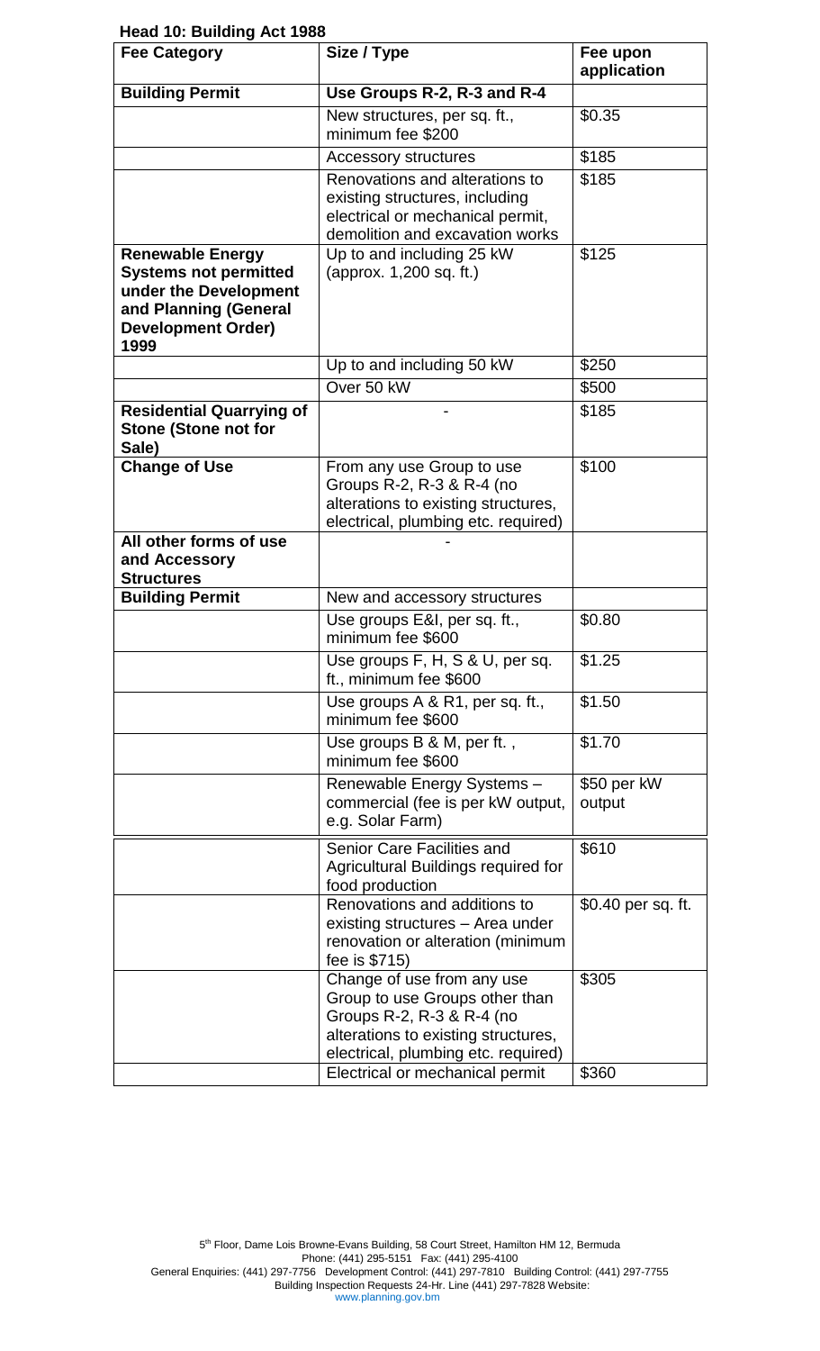**Head 10: Building Act 1988**

| Fee Category | Size / Type | Fee upon application |
|---|---|---|
| **Building Permit** | **Use Groups R-2, R-3 and R-4** | |
| | New structures, per sq. ft., minimum fee $200 | $0.35 |
| | Accessory structures | $185 |
| | Renovations and alterations to existing structures, including electrical or mechanical permit, demolition and excavation works | $185 |
| **Renewable Energy Systems not permitted under the Development and Planning (General Development Order) 1999** | Up to and including 25 kW (approx. 1,200 sq. ft.) | $125 |
| | Up to and including 50 kW | $250 |
| | Over 50 kW | $500 |
| **Residential Quarrying of Stone (Stone not for Sale)** | - | $185 |
| **Change of Use** | From any use Group to use Groups R-2, R-3 & R-4 (no alterations to existing structures, electrical, plumbing etc. required) | $100 |
| **All other forms of use and Accessory Structures** | - | |
| **Building Permit** | New and accessory structures | |
| | Use groups E&I, per sq. ft., minimum fee $600 | $0.80 |
| | Use groups F, H, S & U, per sq. ft., minimum fee $600 | $1.25 |
| | Use groups A & R1, per sq. ft., minimum fee $600 | $1.50 |
| | Use groups B & M, per ft. , minimum fee $600 | $1.70 |
| | Renewable Energy Systems – commercial (fee is per kW output, e.g. Solar Farm) | $50 per kW output |
| | Senior Care Facilities and Agricultural Buildings required for food production | $610 |
| | Renovations and additions to existing structures – Area under renovation or alteration (minimum fee is $715) | $0.40 per sq. ft. |
| | Change of use from any use Group to use Groups other than Groups R-2, R-3 & R-4 (no alterations to existing structures, electrical, plumbing etc. required) | $305 |
| | Electrical or mechanical permit | $360 |

5th Floor, Dame Lois Browne-Evans Building, 58 Court Street, Hamilton HM 12, Bermuda
Phone: (441) 295-5151 Fax: (441) 295-4100
General Enquiries: (441) 297-7756 Development Control: (441) 297-7810 Building Control: (441) 297-7755
Building Inspection Requests 24-Hr. Line (441) 297-7828 Website:
www.planning.gov.bm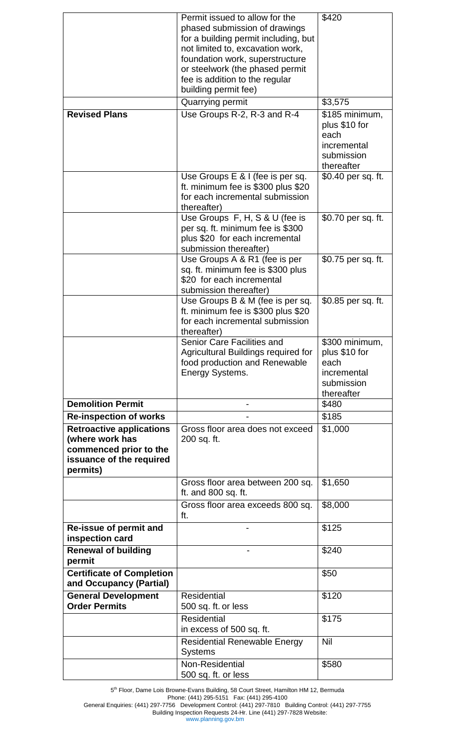| | | |
|---|---|---|
| | Permit issued to allow for the phased submission of drawings for a building permit including, but not limited to, excavation work, foundation work, superstructure or steelwork (the phased permit fee is addition to the regular building permit fee) | $420 |
| | Quarrying permit | $3,575 |
| **Revised Plans** | Use Groups R-2, R-3 and R-4 | $185 minimum, plus $10 for each incremental submission thereafter |
| | Use Groups E & I (fee is per sq. ft. minimum fee is $300 plus $20 for each incremental submission thereafter) | $0.40 per sq. ft. |
| | Use Groups F, H, S & U (fee is per sq. ft. minimum fee is $300 plus $20 for each incremental submission thereafter) | $0.70 per sq. ft. |
| | Use Groups A & R1 (fee is per sq. ft. minimum fee is $300 plus $20 for each incremental submission thereafter) | $0.75 per sq. ft. |
| | Use Groups B & M (fee is per sq. ft. minimum fee is $300 plus $20 for each incremental submission thereafter) | $0.85 per sq. ft. |
| | Senior Care Facilities and Agricultural Buildings required for food production and Renewable Energy Systems. | $300 minimum, plus $10 for each incremental submission thereafter |
| **Demolition Permit** | - | $480 |
| **Re-inspection of works** | - | $185 |
| **Retroactive applications (where work has commenced prior to the issuance of the required permits)** | Gross floor area does not exceed 200 sq. ft. | $1,000 |
| | Gross floor area between 200 sq. ft. and 800 sq. ft. | $1,650 |
| | Gross floor area exceeds 800 sq. ft. | $8,000 |
| **Re-issue of permit and inspection card** | - | $125 |
| **Renewal of building permit** | - | $240 |
| **Certificate of Completion and Occupancy (Partial)** | | $50 |
| **General Development Order Permits** | Residential 500 sq. ft. or less | $120 |
| | Residential in excess of 500 sq. ft. | $175 |
| | Residential Renewable Energy Systems | Nil |
| | Non-Residential 500 sq. ft. or less | $580 |

5th Floor, Dame Lois Browne-Evans Building, 58 Court Street, Hamilton HM 12, Bermuda
Phone: (441) 295-5151 Fax: (441) 295-4100
General Enquiries: (441) 297-7756 Development Control: (441) 297-7810 Building Control: (441) 297-7755
Building Inspection Requests 24-Hr. Line (441) 297-7828 Website:
www.planning.gov.bm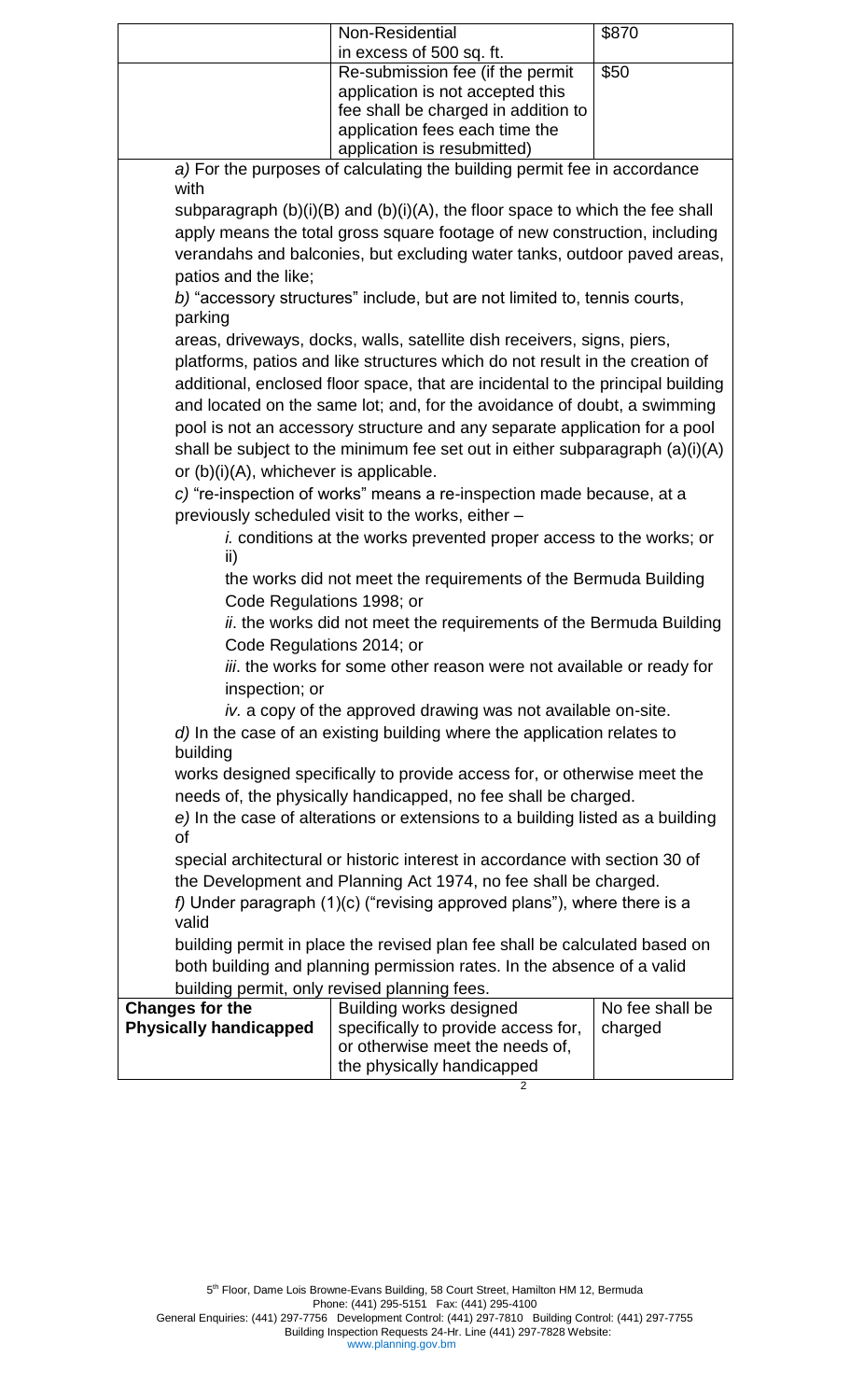| | | |
|---|---|---|
| | Non-Residential in excess of 500 sq. ft. | $870 |
| | Re-submission fee (if the permit application is not accepted this fee shall be charged in addition to application fees each time the application is resubmitted) | $50 |

*a)* For the purposes of calculating the building permit fee in accordance with subparagraph (b)(i)(B) and (b)(i)(A), the floor space to which the fee shall apply means the total gross square footage of new construction, including verandahs and balconies, but excluding water tanks, outdoor paved areas, patios and the like;

*b)* "accessory structures" include, but are not limited to, tennis courts, parking areas, driveways, docks, walls, satellite dish receivers, signs, piers, platforms, patios and like structures which do not result in the creation of additional, enclosed floor space, that are incidental to the principal building and located on the same lot; and, for the avoidance of doubt, a swimming pool is not an accessory structure and any separate application for a pool shall be subject to the minimum fee set out in either subparagraph (a)(i)(A) or (b)(i)(A), whichever is applicable.

*c)* "re-inspection of works" means a re-inspection made because, at a previously scheduled visit to the works, either –

*i.* conditions at the works prevented proper access to the works; or

ii) the works did not meet the requirements of the Bermuda Building Code Regulations 1998; or

*ii*. the works did not meet the requirements of the Bermuda Building Code Regulations 2014; or

*iii*. the works for some other reason were not available or ready for inspection; or

*iv*. a copy of the approved drawing was not available on-site.

*d)* In the case of an existing building where the application relates to building works designed specifically to provide access for, or otherwise meet the needs of, the physically handicapped, no fee shall be charged.

*e)* In the case of alterations or extensions to a building listed as a building of special architectural or historic interest in accordance with section 30 of the Development and Planning Act 1974, no fee shall be charged.

*f)* Under paragraph (1)(c) ("revising approved plans"), where there is a valid building permit in place the revised plan fee shall be calculated based on both building and planning permission rates. In the absence of a valid building permit, only revised planning fees.

| | | |
|---|---|---|
| **Changes for the Physically handicapped** | Building works designed specifically to provide access for, or otherwise meet the needs of, the physically handicapped | No fee shall be charged |

5th Floor, Dame Lois Browne-Evans Building, 58 Court Street, Hamilton HM 12, Bermuda
Phone: (441) 295-5151 Fax: (441) 295-4100
General Enquiries: (441) 297-7756 Development Control: (441) 297-7810 Building Control: (441) 297-7755
Building Inspection Requests 24-Hr. Line (441) 297-7828 Website:
www.planning.gov.bm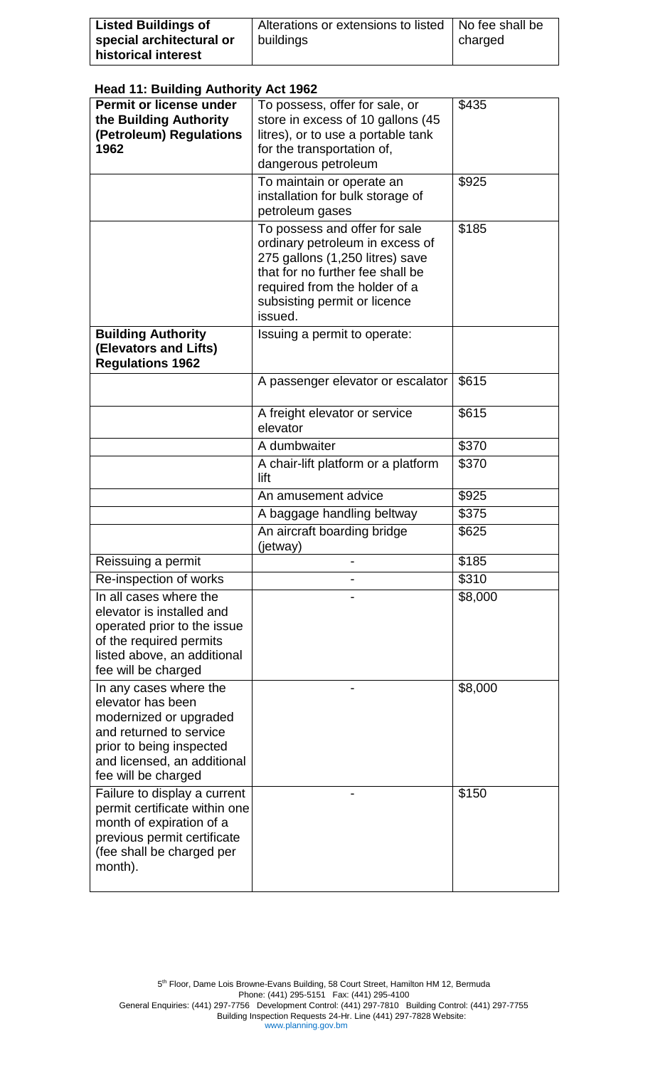| **Listed Buildings of special architectural or historical interest** | Alterations or extensions to listed buildings | No fee shall be charged |
|---|---|---|

**Head 11: Building Authority Act 1962**

| **Permit or license under the Building Authority (Petroleum) Regulations 1962** | To possess, offer for sale, or store in excess of 10 gallons (45 litres), or to use a portable tank for the transportation of, dangerous petroleum | $435 |
|---|---|---|
| | To maintain or operate an installation for bulk storage of petroleum gases | $925 |
| | To possess and offer for sale ordinary petroleum in excess of 275 gallons (1,250 litres) save that for no further fee shall be required from the holder of a subsisting permit or licence issued. | $185 |
| **Building Authority (Elevators and Lifts) Regulations 1962** | Issuing a permit to operate: | |
| | A passenger elevator or escalator | $615 |
| | A freight elevator or service elevator | $615 |
| | A dumbwaiter | $370 |
| | A chair-lift platform or a platform lift | $370 |
| | An amusement advice | $925 |
| | A baggage handling beltway | $375 |
| | An aircraft boarding bridge (jetway) | $625 |
| Reissuing a permit | - | $185 |
| Re-inspection of works | - | $310 |
| In all cases where the elevator is installed and operated prior to the issue of the required permits listed above, an additional fee will be charged | - | $8,000 |
| In any cases where the elevator has been modernized or upgraded and returned to service prior to being inspected and licensed, an additional fee will be charged | - | $8,000 |
| Failure to display a current permit certificate within one month of expiration of a previous permit certificate (fee shall be charged per month). | - | $150 |

5th Floor, Dame Lois Browne-Evans Building, 58 Court Street, Hamilton HM 12, Bermuda
Phone: (441) 295-5151 Fax: (441) 295-4100
General Enquiries: (441) 297-7756 Development Control: (441) 297-7810 Building Control: (441) 297-7755
Building Inspection Requests 24-Hr. Line (441) 297-7828 Website:
www.planning.gov.bm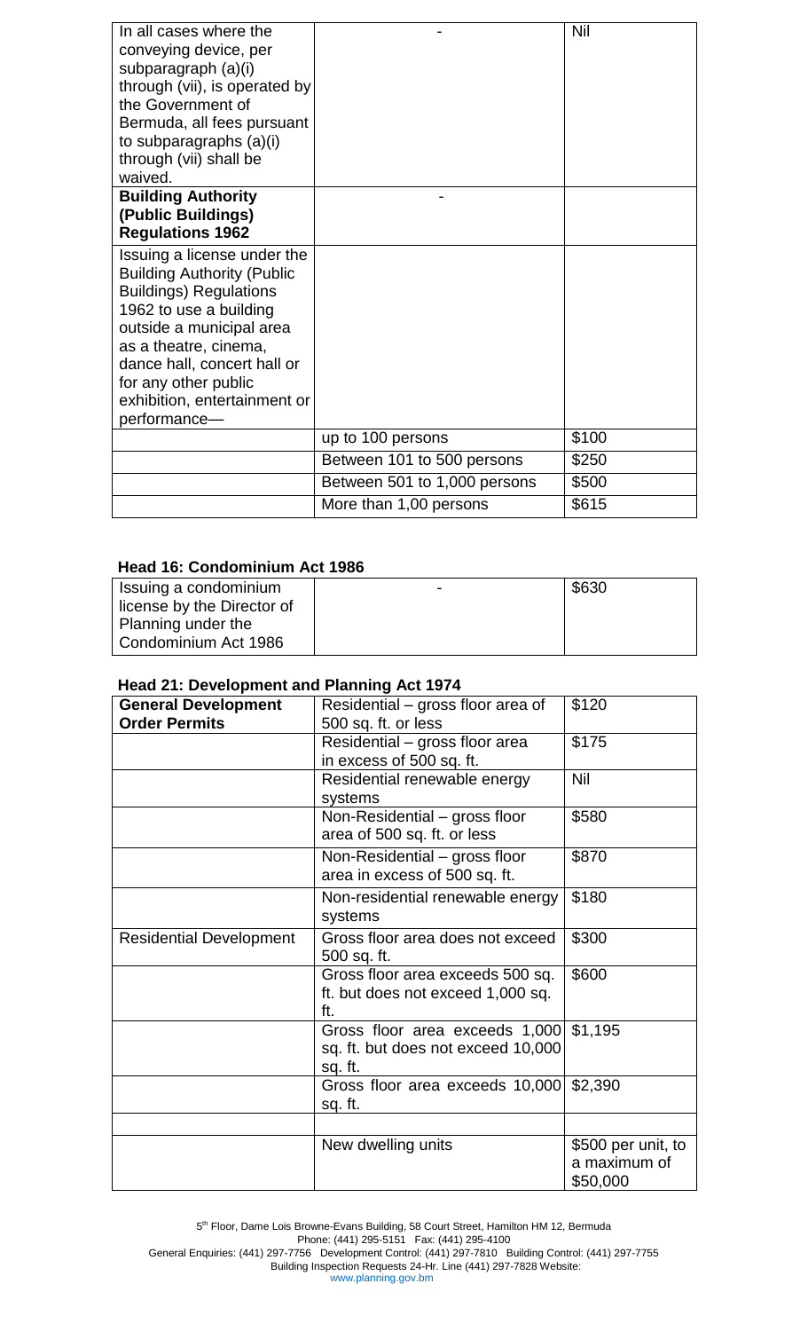| | | |
|---|---|---|
| In all cases where the conveying device, per subparagraph (a)(i) through (vii), is operated by the Government of Bermuda, all fees pursuant to subparagraphs (a)(i) through (vii) shall be waived. | - | Nil |
| **Building Authority (Public Buildings) Regulations 1962** | - | |
| Issuing a license under the Building Authority (Public Buildings) Regulations 1962 to use a building outside a municipal area as a theatre, cinema, dance hall, concert hall or for any other public exhibition, entertainment or performance— | | |
| | up to 100 persons | $100 |
| | Between 101 to 500 persons | $250 |
| | Between 501 to 1,000 persons | $500 |
| | More than 1,00 persons | $615 |

**Head 16: Condominium Act 1986**

| | | |
|---|---|---|
| Issuing a condominium license by the Director of Planning under the Condominium Act 1986 | - | $630 |

**Head 21: Development and Planning Act 1974**

| | | |
|---|---|---|
| **General Development Order Permits** | Residential – gross floor area of 500 sq. ft. or less | $120 |
| | Residential – gross floor area in excess of 500 sq. ft. | $175 |
| | Residential renewable energy systems | Nil |
| | Non-Residential – gross floor area of 500 sq. ft. or less | $580 |
| | Non-Residential – gross floor area in excess of 500 sq. ft. | $870 |
| | Non-residential renewable energy systems | $180 |
| Residential Development | Gross floor area does not exceed 500 sq. ft. | $300 |
| | Gross floor area exceeds 500 sq. ft. but does not exceed 1,000 sq. ft. | $600 |
| | Gross floor area exceeds 1,000 sq. ft. but does not exceed 10,000 sq. ft. | $1,195 |
| | Gross floor area exceeds 10,000 sq. ft. | $2,390 |
| | | |
| | New dwelling units | $500 per unit, to a maximum of $50,000 |

5th Floor, Dame Lois Browne-Evans Building, 58 Court Street, Hamilton HM 12, Bermuda
Phone: (441) 295-5151 Fax: (441) 295-4100
General Enquiries: (441) 297-7756 Development Control: (441) 297-7810 Building Control: (441) 297-7755
Building Inspection Requests 24-Hr. Line (441) 297-7828 Website:
www.planning.gov.bm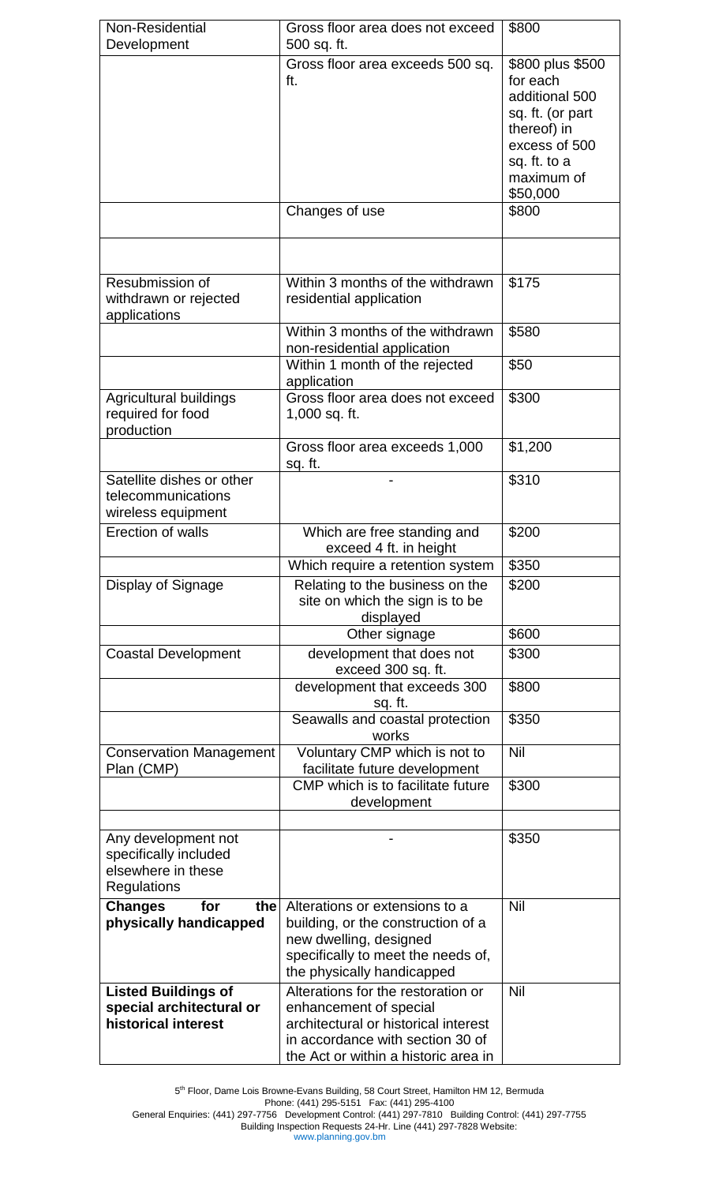| Non-Residential Development | Gross floor area does not exceed 500 sq. ft. | $800 |
|---|---|---|
| | Gross floor area exceeds 500 sq. ft. | $800 plus $500 for each additional 500 sq. ft. (or part thereof) in excess of 500 sq. ft. to a maximum of $50,000 |
| | Changes of use | $800 |
| | | |
| Resubmission of withdrawn or rejected applications | Within 3 months of the withdrawn residential application | $175 |
| | Within 3 months of the withdrawn non-residential application | $580 |
| | Within 1 month of the rejected application | $50 |
| Agricultural buildings required for food production | Gross floor area does not exceed 1,000 sq. ft. | $300 |
| | Gross floor area exceeds 1,000 sq. ft. | $1,200 |
| Satellite dishes or other telecommunications wireless equipment | - | $310 |
| Erection of walls | Which are free standing and exceed 4 ft. in height | $200 |
| | Which require a retention system | $350 |
| Display of Signage | Relating to the business on the site on which the sign is to be displayed | $200 |
| | Other signage | $600 |
| Coastal Development | development that does not exceed 300 sq. ft. | $300 |
| | development that exceeds 300 sq. ft. | $800 |
| | Seawalls and coastal protection works | $350 |
| Conservation Management Plan (CMP) | Voluntary CMP which is not to facilitate future development | Nil |
| | CMP which is to facilitate future development | $300 |
| | | |
| Any development not specifically included elsewhere in these Regulations | - | $350 |
| **Changes for the physically handicapped** | Alterations or extensions to a building, or the construction of a new dwelling, designed specifically to meet the needs of, the physically handicapped | Nil |
| **Listed Buildings of special architectural or historical interest** | Alterations for the restoration or enhancement of special architectural or historical interest in accordance with section 30 of the Act or within a historic area in | Nil |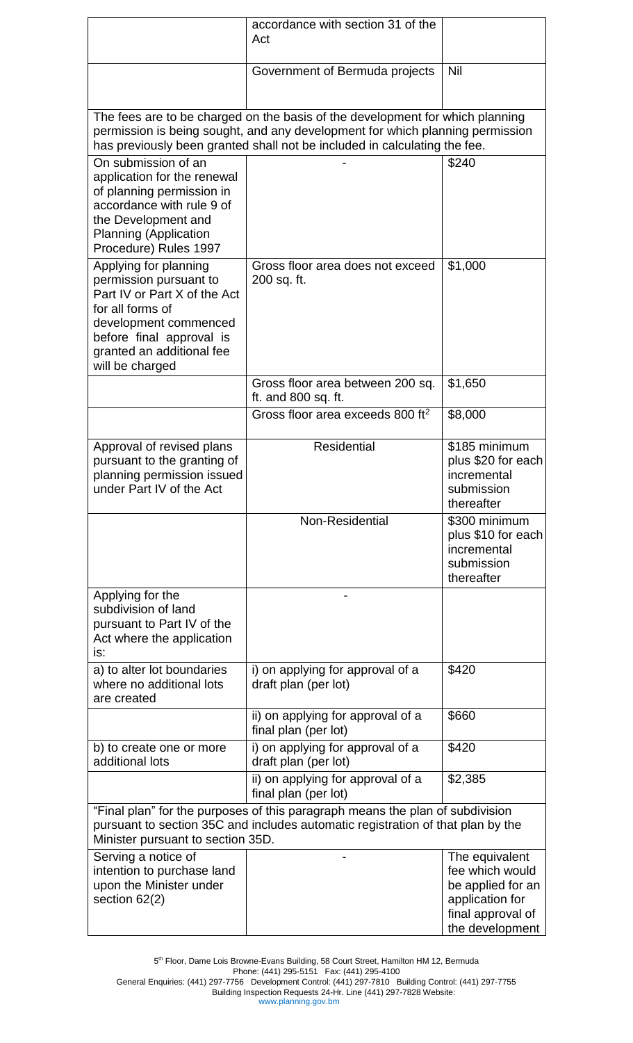|  |  |  |
|---|---|---|
|  | accordance with section 31 of the Act |  |
|  | Government of Bermuda projects | Nil |
| The fees are to be charged on the basis of the development for which planning permission is being sought, and any development for which planning permission has previously been granted shall not be included in calculating the fee. | | |
| On submission of an application for the renewal of planning permission in accordance with rule 9 of the Development and Planning (Application Procedure) Rules 1997 | - | \$240 |
| Applying for planning permission pursuant to Part IV or Part X of the Act for all forms of development commenced before final approval is granted an additional fee will be charged | Gross floor area does not exceed 200 sq. ft. | \$1,000 |
|  | Gross floor area between 200 sq. ft. and 800 sq. ft. | \$1,650 |
|  | Gross floor area exceeds 800 $ft^2$ | \$8,000 |
| Approval of revised plans pursuant to the granting of planning permission issued under Part IV of the Act | Residential | \$185 minimum plus \$20 for each incremental submission thereafter |
|  | Non-Residential | \$300 minimum plus \$10 for each incremental submission thereafter |
| Applying for the subdivision of land pursuant to Part IV of the Act where the application is: | - |  |
| a) to alter lot boundaries where no additional lots are created | i) on applying for approval of a draft plan (per lot) | \$420 |
|  | ii) on applying for approval of a final plan (per lot) | \$660 |
| b) to create one or more additional lots | i) on applying for approval of a draft plan (per lot) | \$420 |
|  | ii) on applying for approval of a final plan (per lot) | \$2,385 |
| "Final plan" for the purposes of this paragraph means the plan of subdivision pursuant to section 35C and includes automatic registration of that plan by the Minister pursuant to section 35D. | | |
| Serving a notice of intention to purchase land upon the Minister under section 62(2) | - | The equivalent fee which would be applied for an application for final approval of the development |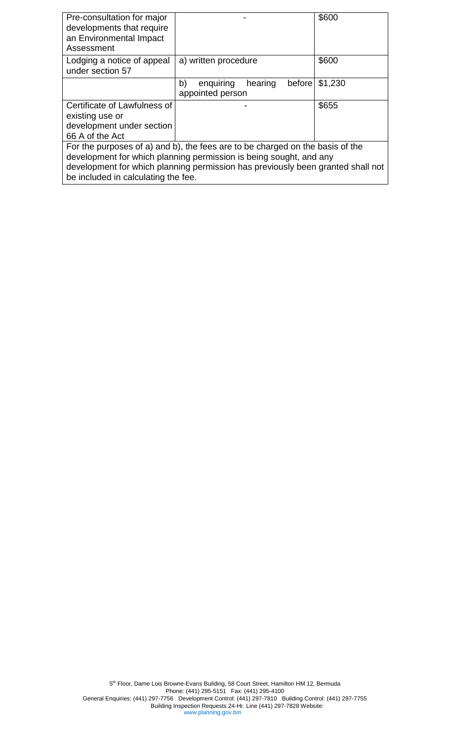| | | |
|---|---|---|
| Pre-consultation for major developments that require an Environmental Impact Assessment | - | \$600 |
| Lodging a notice of appeal under section 57 | a) written procedure | \$600 |
| | b) enquiring hearing before appointed person | \$1,230 |
| Certificate of Lawfulness of existing use or development under section 66 A of the Act | - | \$655 |
| For the purposes of a) and b), the fees are to be charged on the basis of the development for which planning permission is being sought, and any development for which planning permission has previously been granted shall not be included in calculating the fee. | | |

5th Floor, Dame Lois Browne-Evans Building, 58 Court Street, Hamilton HM 12, Bermuda
Phone: (441) 295-5151 Fax: (441) 295-4100
General Enquiries: (441) 297-7756 Development Control: (441) 297-7810 Building Control: (441) 297-7755
Building Inspection Requests 24-Hr. Line (441) 297-7828 Website:
www.planning.gov.bm